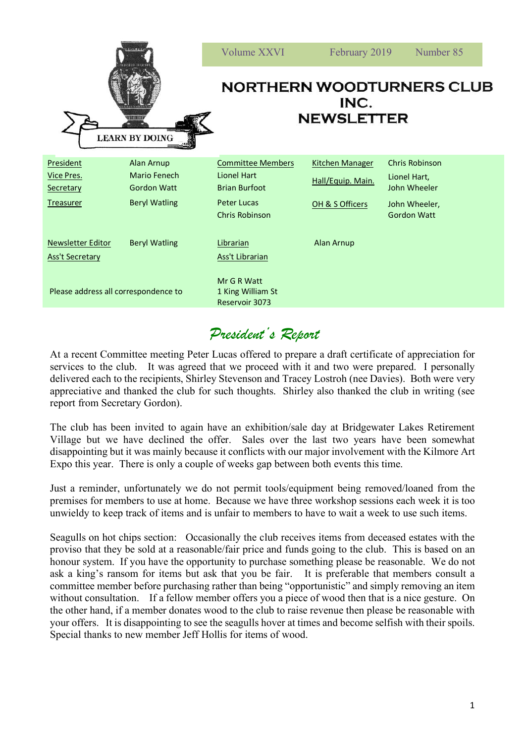Volume XXVI | February 2019 | Number 85

LEARN BY DOING

# NORTHERN WOODTURNERS CLUB INC. NEWSLETTER

| | | | | |
|---|---|---|---|---|
| President | Alan Arnup | Committee Members | Kitchen Manager | Chris Robinson |
| Vice Pres. | Mario Fenech | Lionel Hart | Hall/Equip. Main. | Lionel Hart, John Wheeler |
| Secretary | Gordon Watt | Brian Burfoot | | |
| Treasurer | Beryl Watling | Peter Lucas, Chris Robinson | OH & S Officers | John Wheeler, Gordon Watt |
| Newsletter Editor | Beryl Watling | Librarian | Alan Arnup | |
| Ass't Secretary | | Ass't Librarian | | |
| Please address all correspondence to | | Mr G R Watt, 1 King William St, Reservoir 3073 | | |

## *President's Report*

At a recent Committee meeting Peter Lucas offered to prepare a draft certificate of appreciation for services to the club. It was agreed that we proceed with it and two were prepared. I personally delivered each to the recipients, Shirley Stevenson and Tracey Lostroh (nee Davies). Both were very appreciative and thanked the club for such thoughts. Shirley also thanked the club in writing (see report from Secretary Gordon).

The club has been invited to again have an exhibition/sale day at Bridgewater Lakes Retirement Village but we have declined the offer. Sales over the last two years have been somewhat disappointing but it was mainly because it conflicts with our major involvement with the Kilmore Art Expo this year. There is only a couple of weeks gap between both events this time.

Just a reminder, unfortunately we do not permit tools/equipment being removed/loaned from the premises for members to use at home. Because we have three workshop sessions each week it is too unwieldy to keep track of items and is unfair to members to have to wait a week to use such items.

Seagulls on hot chips section: Occasionally the club receives items from deceased estates with the proviso that they be sold at a reasonable/fair price and funds going to the club. This is based on an honour system. If you have the opportunity to purchase something please be reasonable. We do not ask a king's ransom for items but ask that you be fair. It is preferable that members consult a committee member before purchasing rather than being "opportunistic" and simply removing an item without consultation. If a fellow member offers you a piece of wood then that is a nice gesture. On the other hand, if a member donates wood to the club to raise revenue then please be reasonable with your offers. It is disappointing to see the seagulls hover at times and become selfish with their spoils. Special thanks to new member Jeff Hollis for items of wood.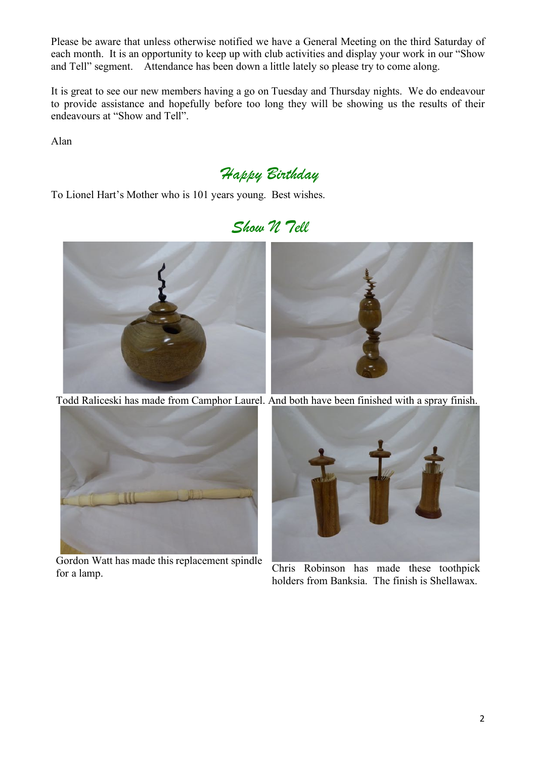Please be aware that unless otherwise notified we have a General Meeting on the third Saturday of each month. It is an opportunity to keep up with club activities and display your work in our "Show and Tell" segment. Attendance has been down a little lately so please try to come along.

It is great to see our new members having a go on Tuesday and Thursday nights. We do endeavour to provide assistance and hopefully before too long they will be showing us the results of their endeavours at "Show and Tell".

Alan

## Happy Birthday

To Lionel Hart's Mother who is 101 years young. Best wishes.

## Show N Tell

Todd Raliceski has made from Camphor Laurel. And both have been finished with a spray finish.

Gordon Watt has made this replacement spindle for a lamp.

Chris Robinson has made these toothpick holders from Banksia. The finish is Shellawax.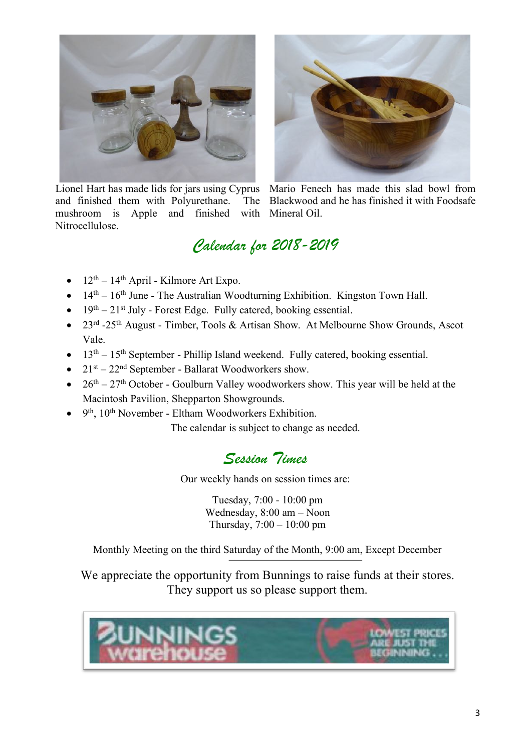Lionel Hart has made lids for jars using Cyprus and finished them with Polyurethane. The mushroom is Apple and finished with Nitrocellulose.

Mario Fenech has made this slad bowl from Blackwood and he has finished it with Foodsafe Mineral Oil.

## *Calendar for 2018-2019*

- 12th – 14th April - Kilmore Art Expo.
- 14th – 16th June - The Australian Woodturning Exhibition. Kingston Town Hall.
- 19th – 21st July - Forest Edge. Fully catered, booking essential.
- 23rd -25th August - Timber, Tools & Artisan Show. At Melbourne Show Grounds, Ascot Vale.
- 13th – 15th September - Phillip Island weekend. Fully catered, booking essential.
- 21st – 22nd September - Ballarat Woodworkers show.
- 26th – 27th October - Goulburn Valley woodworkers show. This year will be held at the Macintosh Pavilion, Shepparton Showgrounds.
- 9th, 10th November - Eltham Woodworkers Exhibition.

The calendar is subject to change as needed.

## *Session Times*

Our weekly hands on session times are:

Tuesday, 7:00 - 10:00 pm
Wednesday, 8:00 am – Noon
Thursday, 7:00 – 10:00 pm

Monthly Meeting on the third Saturday of the Month, 9:00 am, Except December

We appreciate the opportunity from Bunnings to raise funds at their stores. They support us so please support them.

BUNNINGS warehouse LOWEST PRICES ARE JUST THE BEGINNING...